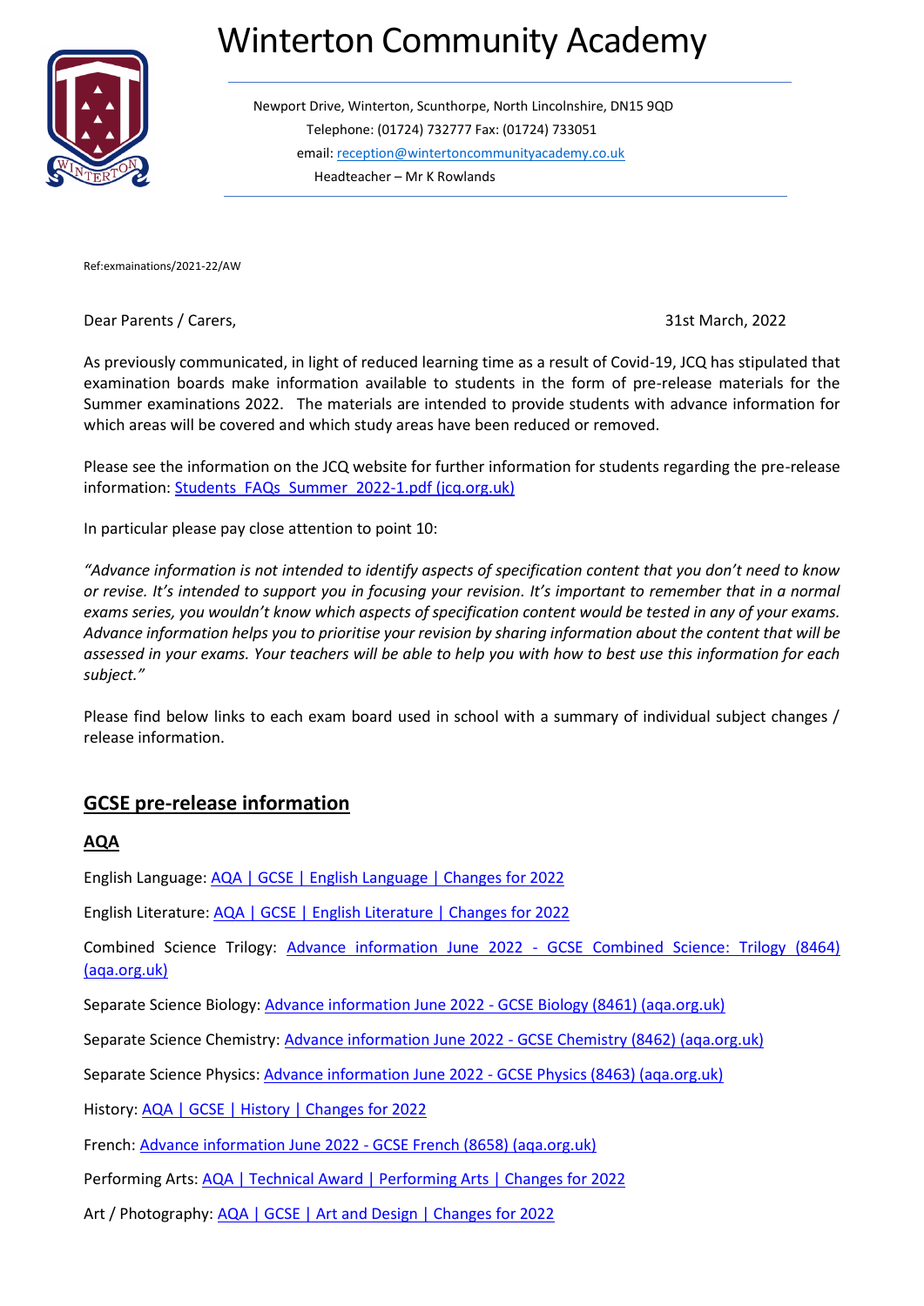# Winterton Community Academy

Newport Drive, Winterton, Scunthorpe, North Lincolnshire, DN15 9QD
Telephone: (01724) 732777 Fax: (01724) 733051
email: reception@wintertoncommunityacademy.co.uk
Headteacher – Mr K Rowlands

Ref:exmainations/2021-22/AW

Dear Parents / Carers,

31st March, 2022

As previously communicated, in light of reduced learning time as a result of Covid-19, JCQ has stipulated that examination boards make information available to students in the form of pre-release materials for the Summer examinations 2022. The materials are intended to provide students with advance information for which areas will be covered and which study areas have been reduced or removed.

Please see the information on the JCQ website for further information for students regarding the pre-release information: Students_FAQs_Summer_2022-1.pdf (jcq.org.uk)

In particular please pay close attention to point 10:

*"Advance information is not intended to identify aspects of specification content that you don't need to know or revise. It's intended to support you in focusing your revision. It's important to remember that in a normal exams series, you wouldn't know which aspects of specification content would be tested in any of your exams. Advance information helps you to prioritise your revision by sharing information about the content that will be assessed in your exams. Your teachers will be able to help you with how to best use this information for each subject."*

Please find below links to each exam board used in school with a summary of individual subject changes / release information.

## GCSE pre-release information

### AQA

English Language: AQA | GCSE | English Language | Changes for 2022

English Literature: AQA | GCSE | English Literature | Changes for 2022

Combined Science Trilogy: Advance information June 2022 - GCSE Combined Science: Trilogy (8464) (aqa.org.uk)

Separate Science Biology: Advance information June 2022 - GCSE Biology (8461) (aqa.org.uk)

Separate Science Chemistry: Advance information June 2022 - GCSE Chemistry (8462) (aqa.org.uk)

Separate Science Physics: Advance information June 2022 - GCSE Physics (8463) (aqa.org.uk)

History: AQA | GCSE | History | Changes for 2022

French: Advance information June 2022 - GCSE French (8658) (aqa.org.uk)

Performing Arts: AQA | Technical Award | Performing Arts | Changes for 2022

Art / Photography: AQA | GCSE | Art and Design | Changes for 2022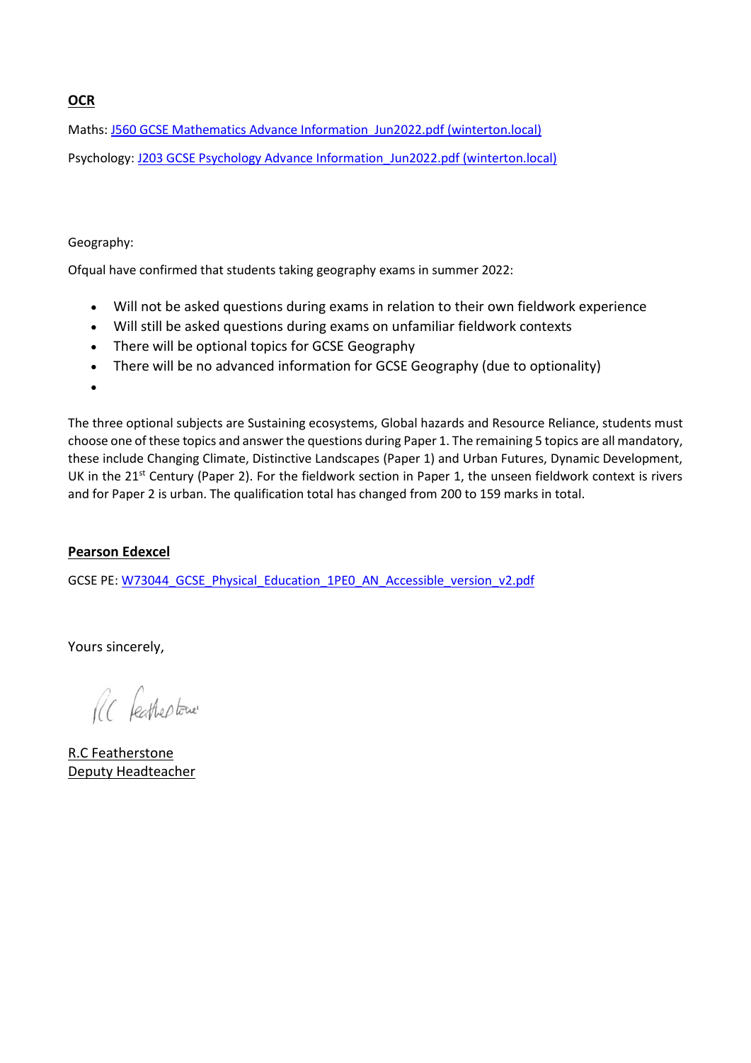## OCR

Maths: [J560 GCSE Mathematics Advance Information_Jun2022.pdf (winterton.local)]

Psychology: [J203 GCSE Psychology Advance Information_Jun2022.pdf (winterton.local)]

Geography:

Ofqual have confirmed that students taking geography exams in summer 2022:

- Will not be asked questions during exams in relation to their own fieldwork experience
- Will still be asked questions during exams on unfamiliar fieldwork contexts
- There will be optional topics for GCSE Geography
- There will be no advanced information for GCSE Geography (due to optionality)
-

The three optional subjects are Sustaining ecosystems, Global hazards and Resource Reliance, students must choose one of these topics and answer the questions during Paper 1. The remaining 5 topics are all mandatory, these include Changing Climate, Distinctive Landscapes (Paper 1) and Urban Futures, Dynamic Development, UK in the 21st Century (Paper 2). For the fieldwork section in Paper 1, the unseen fieldwork context is rivers and for Paper 2 is urban. The qualification total has changed from 200 to 159 marks in total.

## Pearson Edexcel

GCSE PE: [W73044_GCSE_Physical_Education_1PE0_AN_Accessible_version_v2.pdf]

Yours sincerely,

R.C Featherstone
Deputy Headteacher